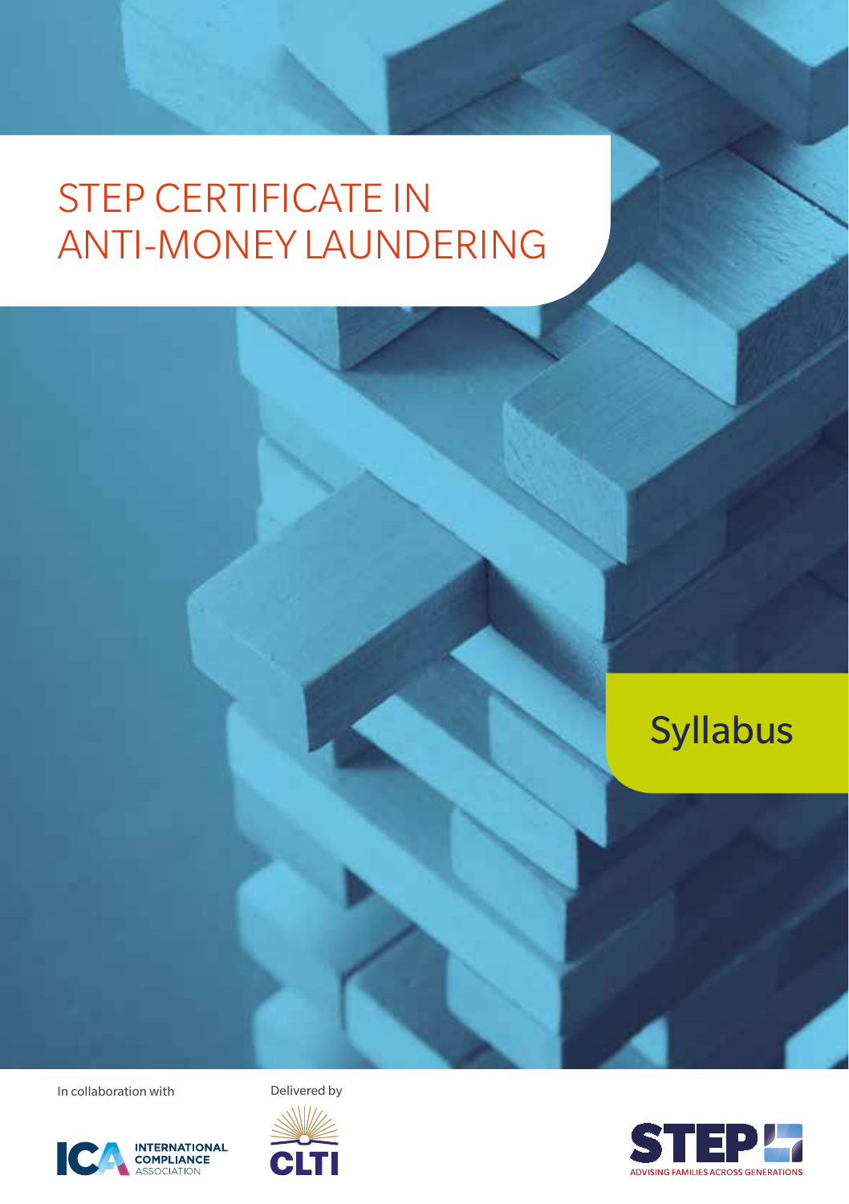# STEP CERTIFICATE IN ANTI-MONEY LAUNDERING

## Syllabus

In collaboration with

INTERNATIONAL COMPLIANCE ASSOCIATION

Delivered by

CLTI

STEP

ADVISING FAMILIES ACROSS GENERATIONS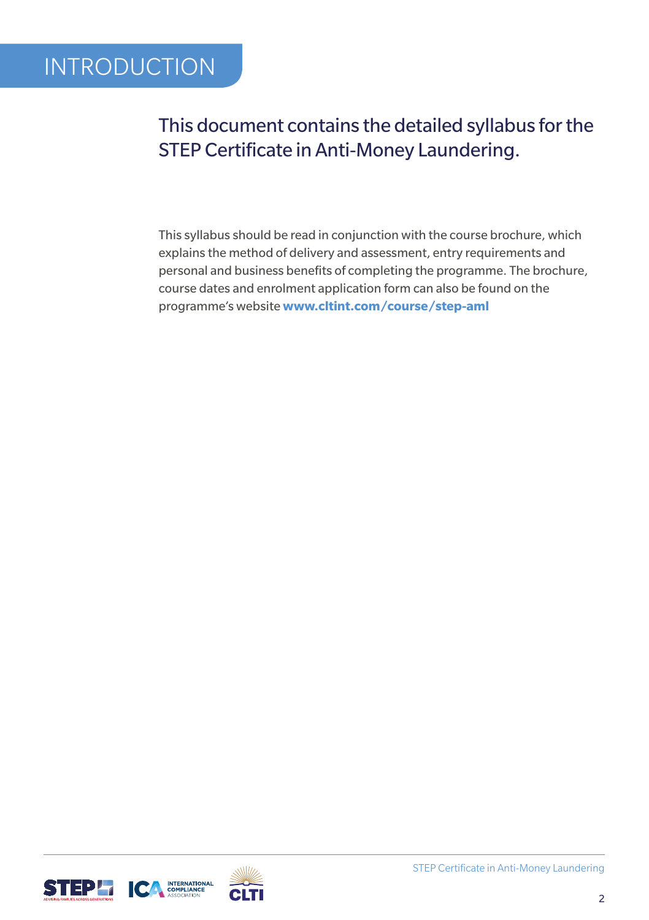# INTRODUCTION

## This document contains the detailed syllabus for the STEP Certificate in Anti-Money Laundering.

This syllabus should be read in conjunction with the course brochure, which explains the method of delivery and assessment, entry requirements and personal and business benefits of completing the programme. The brochure, course dates and enrolment application form can also be found on the programme's website **www.cltint.com/course/step-aml**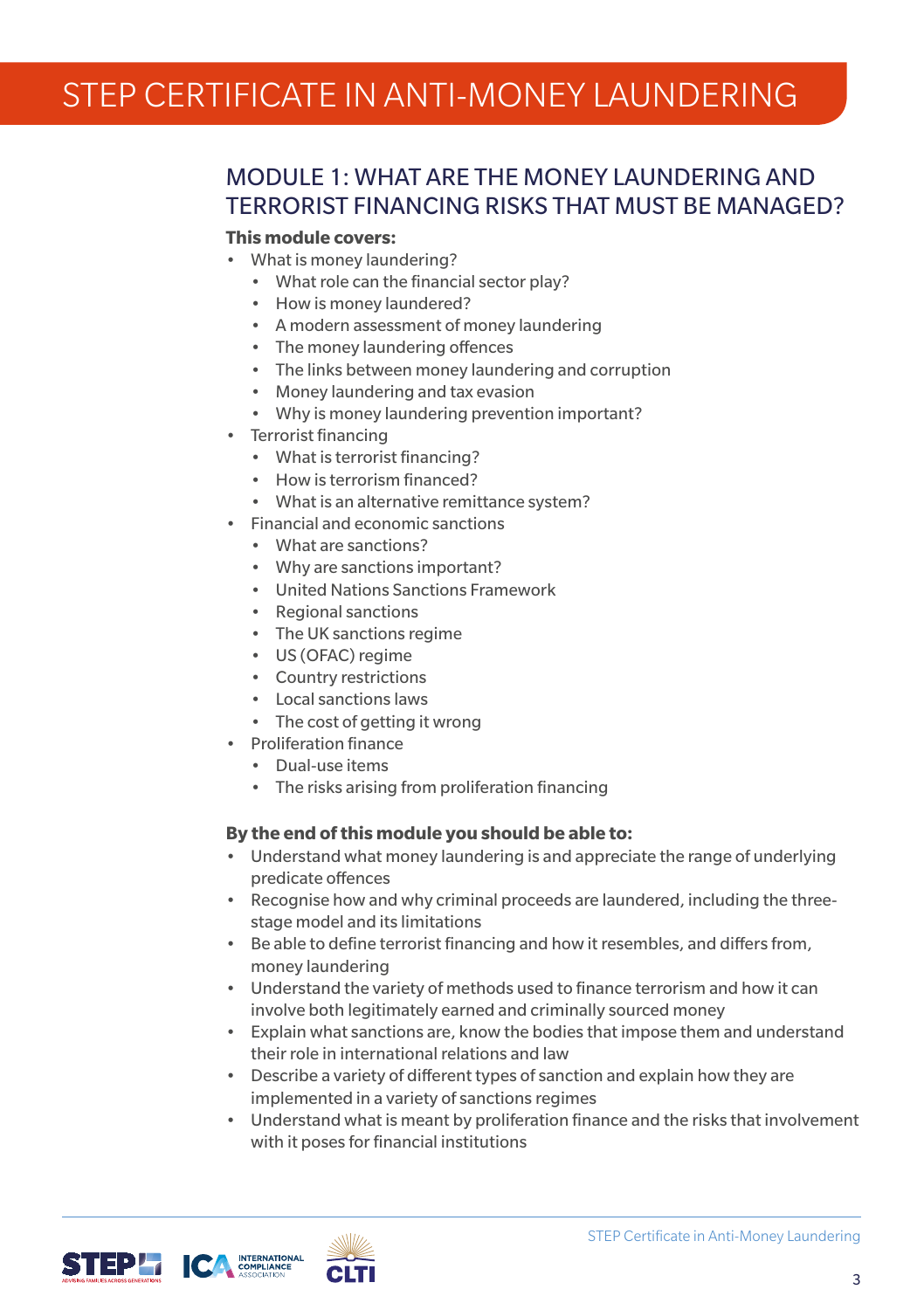# STEP CERTIFICATE IN ANTI-MONEY LAUNDERING

## MODULE 1: WHAT ARE THE MONEY LAUNDERING AND TERRORIST FINANCING RISKS THAT MUST BE MANAGED?

**This module covers:**

- What is money laundering?
  - What role can the financial sector play?
  - How is money laundered?
  - A modern assessment of money laundering
  - The money laundering offences
  - The links between money laundering and corruption
  - Money laundering and tax evasion
  - Why is money laundering prevention important?
- Terrorist financing
  - What is terrorist financing?
  - How is terrorism financed?
  - What is an alternative remittance system?
- Financial and economic sanctions
  - What are sanctions?
  - Why are sanctions important?
  - United Nations Sanctions Framework
  - Regional sanctions
  - The UK sanctions regime
  - US (OFAC) regime
  - Country restrictions
  - Local sanctions laws
  - The cost of getting it wrong
- Proliferation finance
  - Dual-use items
  - The risks arising from proliferation financing

**By the end of this module you should be able to:**

- Understand what money laundering is and appreciate the range of underlying predicate offences
- Recognise how and why criminal proceeds are laundered, including the three-stage model and its limitations
- Be able to define terrorist financing and how it resembles, and differs from, money laundering
- Understand the variety of methods used to finance terrorism and how it can involve both legitimately earned and criminally sourced money
- Explain what sanctions are, know the bodies that impose them and understand their role in international relations and law
- Describe a variety of different types of sanction and explain how they are implemented in a variety of sanctions regimes
- Understand what is meant by proliferation finance and the risks that involvement with it poses for financial institutions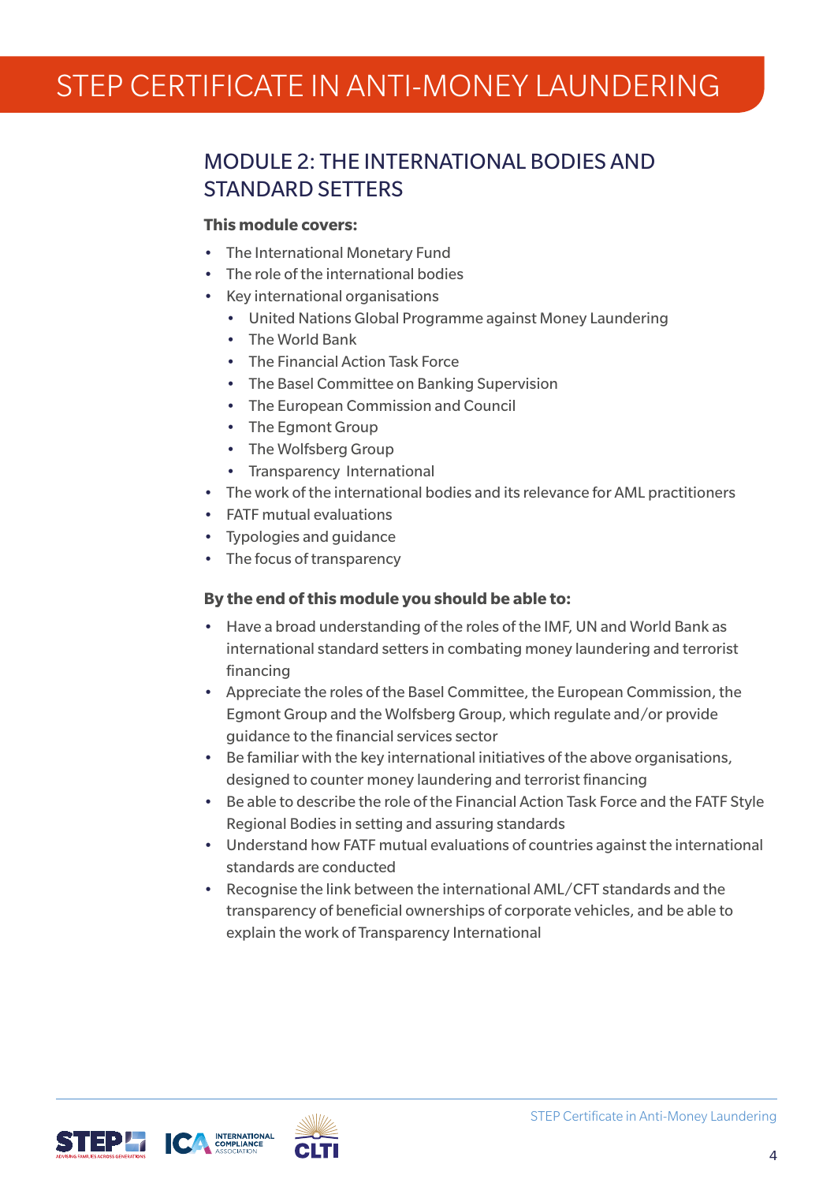# STEP CERTIFICATE IN ANTI-MONEY LAUNDERING

## MODULE 2: THE INTERNATIONAL BODIES AND STANDARD SETTERS

**This module covers:**

- The International Monetary Fund
- The role of the international bodies
- Key international organisations
  - United Nations Global Programme against Money Laundering
  - The World Bank
  - The Financial Action Task Force
  - The Basel Committee on Banking Supervision
  - The European Commission and Council
  - The Egmont Group
  - The Wolfsberg Group
  - Transparency International
- The work of the international bodies and its relevance for AML practitioners
- FATF mutual evaluations
- Typologies and guidance
- The focus of transparency

**By the end of this module you should be able to:**

- Have a broad understanding of the roles of the IMF, UN and World Bank as international standard setters in combating money laundering and terrorist financing
- Appreciate the roles of the Basel Committee, the European Commission, the Egmont Group and the Wolfsberg Group, which regulate and/or provide guidance to the financial services sector
- Be familiar with the key international initiatives of the above organisations, designed to counter money laundering and terrorist financing
- Be able to describe the role of the Financial Action Task Force and the FATF Style Regional Bodies in setting and assuring standards
- Understand how FATF mutual evaluations of countries against the international standards are conducted
- Recognise the link between the international AML/CFT standards and the transparency of beneficial ownerships of corporate vehicles, and be able to explain the work of Transparency International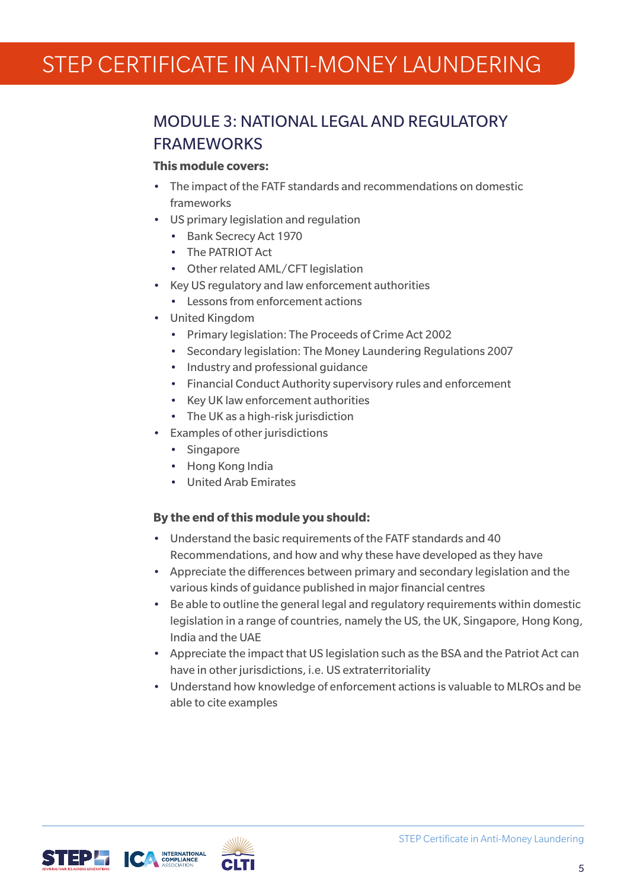# STEP CERTIFICATE IN ANTI-MONEY LAUNDERING

## MODULE 3: NATIONAL LEGAL AND REGULATORY FRAMEWORKS

**This module covers:**

- The impact of the FATF standards and recommendations on domestic frameworks
- US primary legislation and regulation
  - Bank Secrecy Act 1970
  - The PATRIOT Act
  - Other related AML/CFT legislation
- Key US regulatory and law enforcement authorities
  - Lessons from enforcement actions
- United Kingdom
  - Primary legislation: The Proceeds of Crime Act 2002
  - Secondary legislation: The Money Laundering Regulations 2007
  - Industry and professional guidance
  - Financial Conduct Authority supervisory rules and enforcement
  - Key UK law enforcement authorities
  - The UK as a high-risk jurisdiction
- Examples of other jurisdictions
  - Singapore
  - Hong Kong India
  - United Arab Emirates

**By the end of this module you should:**

- Understand the basic requirements of the FATF standards and 40 Recommendations, and how and why these have developed as they have
- Appreciate the differences between primary and secondary legislation and the various kinds of guidance published in major financial centres
- Be able to outline the general legal and regulatory requirements within domestic legislation in a range of countries, namely the US, the UK, Singapore, Hong Kong, India and the UAE
- Appreciate the impact that US legislation such as the BSA and the Patriot Act can have in other jurisdictions, i.e. US extraterritoriality
- Understand how knowledge of enforcement actions is valuable to MLROs and be able to cite examples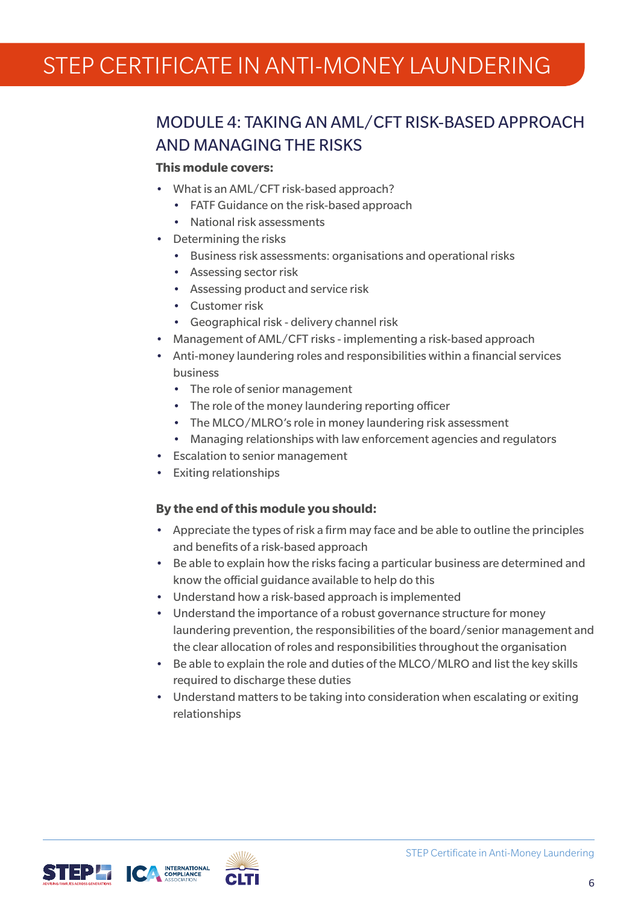## MODULE 4: TAKING AN AML/CFT RISK-BASED APPROACH AND MANAGING THE RISKS

**This module covers:**

- What is an AML/CFT risk-based approach?
  - FATF Guidance on the risk-based approach
  - National risk assessments
- Determining the risks
  - Business risk assessments: organisations and operational risks
  - Assessing sector risk
  - Assessing product and service risk
  - Customer risk
  - Geographical risk - delivery channel risk
- Management of AML/CFT risks - implementing a risk-based approach
- Anti-money laundering roles and responsibilities within a financial services business
  - The role of senior management
  - The role of the money laundering reporting officer
  - The MLCO/MLRO's role in money laundering risk assessment
  - Managing relationships with law enforcement agencies and regulators
- Escalation to senior management
- Exiting relationships

**By the end of this module you should:**

- Appreciate the types of risk a firm may face and be able to outline the principles and benefits of a risk-based approach
- Be able to explain how the risks facing a particular business are determined and know the official guidance available to help do this
- Understand how a risk-based approach is implemented
- Understand the importance of a robust governance structure for money laundering prevention, the responsibilities of the board/senior management and the clear allocation of roles and responsibilities throughout the organisation
- Be able to explain the role and duties of the MLCO/MLRO and list the key skills required to discharge these duties
- Understand matters to be taking into consideration when escalating or exiting relationships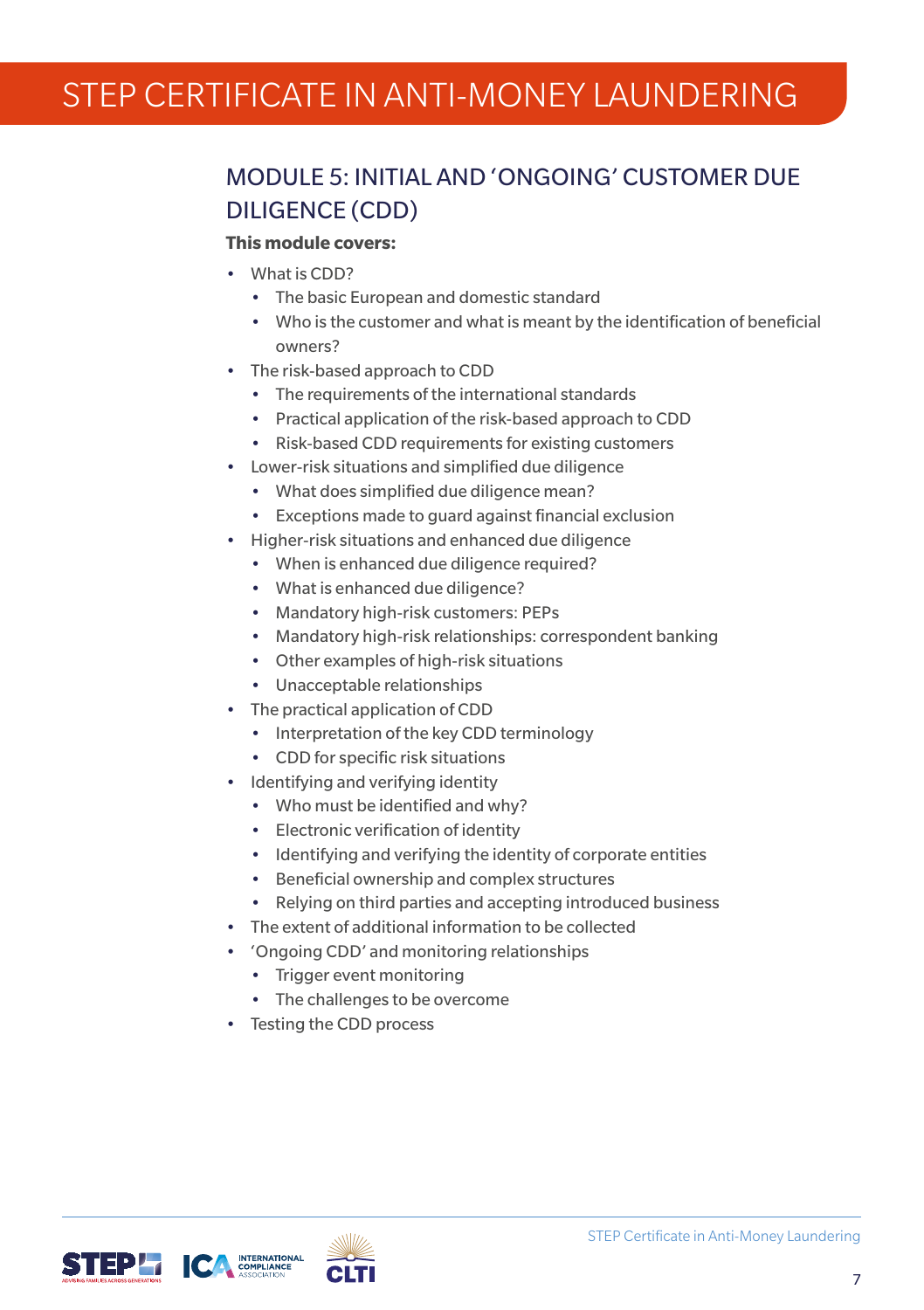## MODULE 5: INITIAL AND 'ONGOING' CUSTOMER DUE DILIGENCE (CDD)

**This module covers:**

- What is CDD?
  - The basic European and domestic standard
  - Who is the customer and what is meant by the identification of beneficial owners?
- The risk-based approach to CDD
  - The requirements of the international standards
  - Practical application of the risk-based approach to CDD
  - Risk-based CDD requirements for existing customers
- Lower-risk situations and simplified due diligence
  - What does simplified due diligence mean?
  - Exceptions made to guard against financial exclusion
- Higher-risk situations and enhanced due diligence
  - When is enhanced due diligence required?
  - What is enhanced due diligence?
  - Mandatory high-risk customers: PEPs
  - Mandatory high-risk relationships: correspondent banking
  - Other examples of high-risk situations
  - Unacceptable relationships
- The practical application of CDD
  - Interpretation of the key CDD terminology
  - CDD for specific risk situations
- Identifying and verifying identity
  - Who must be identified and why?
  - Electronic verification of identity
  - Identifying and verifying the identity of corporate entities
  - Beneficial ownership and complex structures
  - Relying on third parties and accepting introduced business
- The extent of additional information to be collected
- 'Ongoing CDD' and monitoring relationships
  - Trigger event monitoring
  - The challenges to be overcome
- Testing the CDD process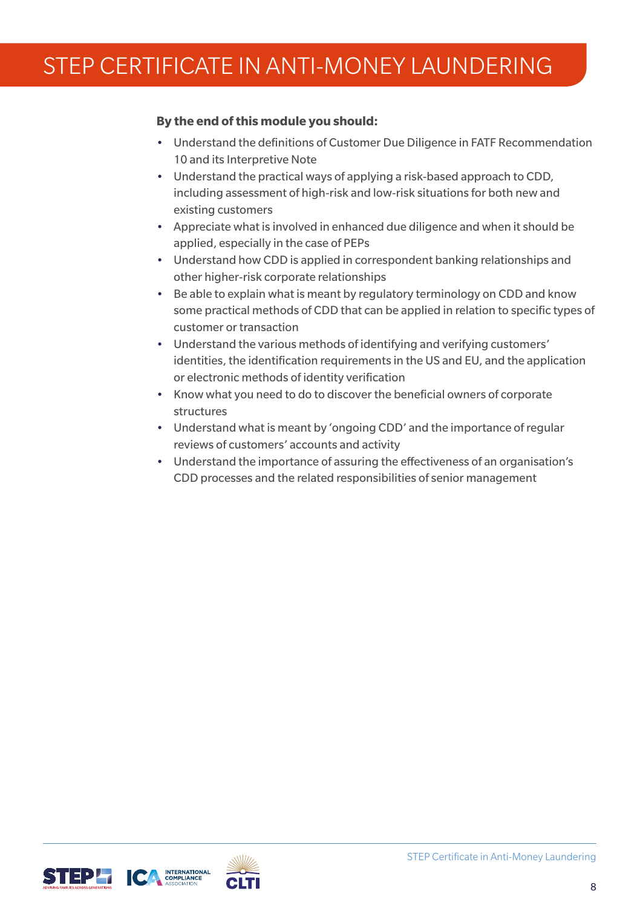**By the end of this module you should:**

- Understand the definitions of Customer Due Diligence in FATF Recommendation 10 and its Interpretive Note
- Understand the practical ways of applying a risk-based approach to CDD, including assessment of high-risk and low-risk situations for both new and existing customers
- Appreciate what is involved in enhanced due diligence and when it should be applied, especially in the case of PEPs
- Understand how CDD is applied in correspondent banking relationships and other higher-risk corporate relationships
- Be able to explain what is meant by regulatory terminology on CDD and know some practical methods of CDD that can be applied in relation to specific types of customer or transaction
- Understand the various methods of identifying and verifying customers' identities, the identification requirements in the US and EU, and the application or electronic methods of identity verification
- Know what you need to do to discover the beneficial owners of corporate structures
- Understand what is meant by 'ongoing CDD' and the importance of regular reviews of customers' accounts and activity
- Understand the importance of assuring the effectiveness of an organisation's CDD processes and the related responsibilities of senior management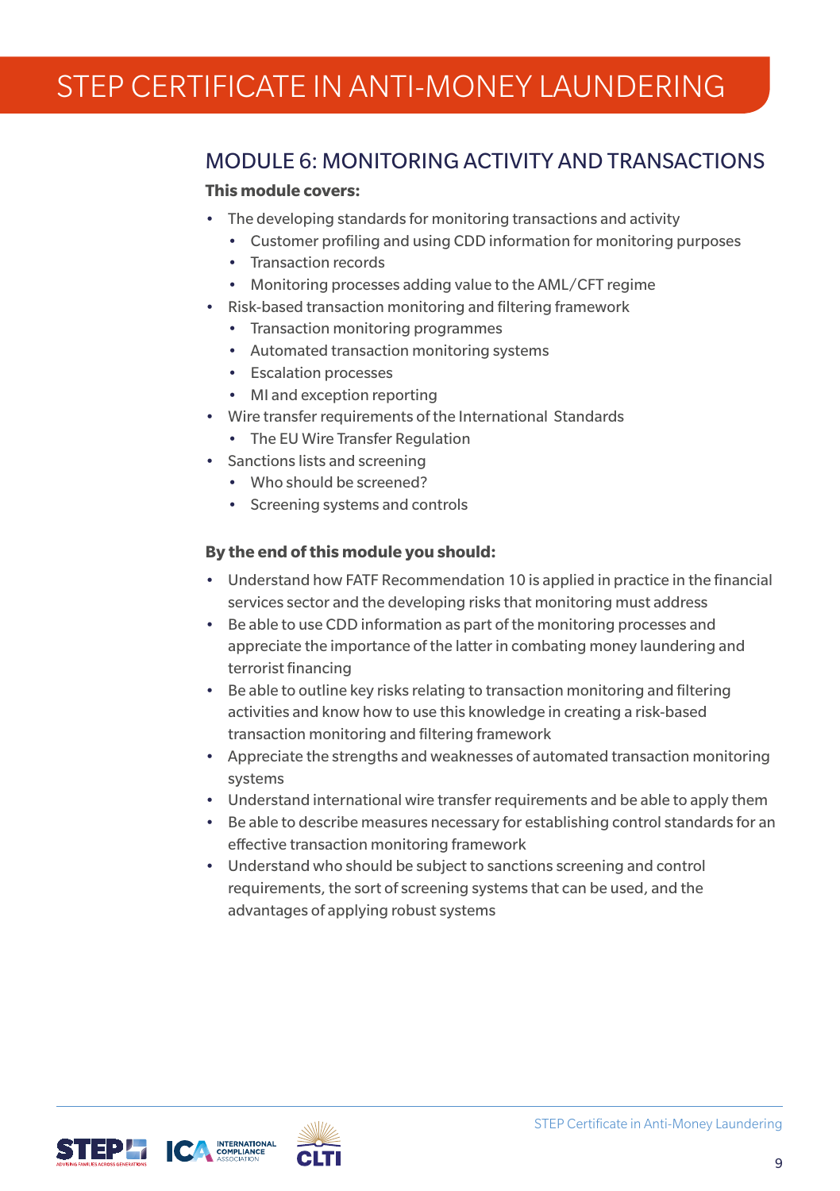## MODULE 6: MONITORING ACTIVITY AND TRANSACTIONS

**This module covers:**

- The developing standards for monitoring transactions and activity
  - Customer profiling and using CDD information for monitoring purposes
  - Transaction records
  - Monitoring processes adding value to the AML/CFT regime
- Risk-based transaction monitoring and filtering framework
  - Transaction monitoring programmes
  - Automated transaction monitoring systems
  - Escalation processes
  - MI and exception reporting
- Wire transfer requirements of the International Standards
  - The EU Wire Transfer Regulation
- Sanctions lists and screening
  - Who should be screened?
  - Screening systems and controls

**By the end of this module you should:**

- Understand how FATF Recommendation 10 is applied in practice in the financial services sector and the developing risks that monitoring must address
- Be able to use CDD information as part of the monitoring processes and appreciate the importance of the latter in combating money laundering and terrorist financing
- Be able to outline key risks relating to transaction monitoring and filtering activities and know how to use this knowledge in creating a risk-based transaction monitoring and filtering framework
- Appreciate the strengths and weaknesses of automated transaction monitoring systems
- Understand international wire transfer requirements and be able to apply them
- Be able to describe measures necessary for establishing control standards for an effective transaction monitoring framework
- Understand who should be subject to sanctions screening and control requirements, the sort of screening systems that can be used, and the advantages of applying robust systems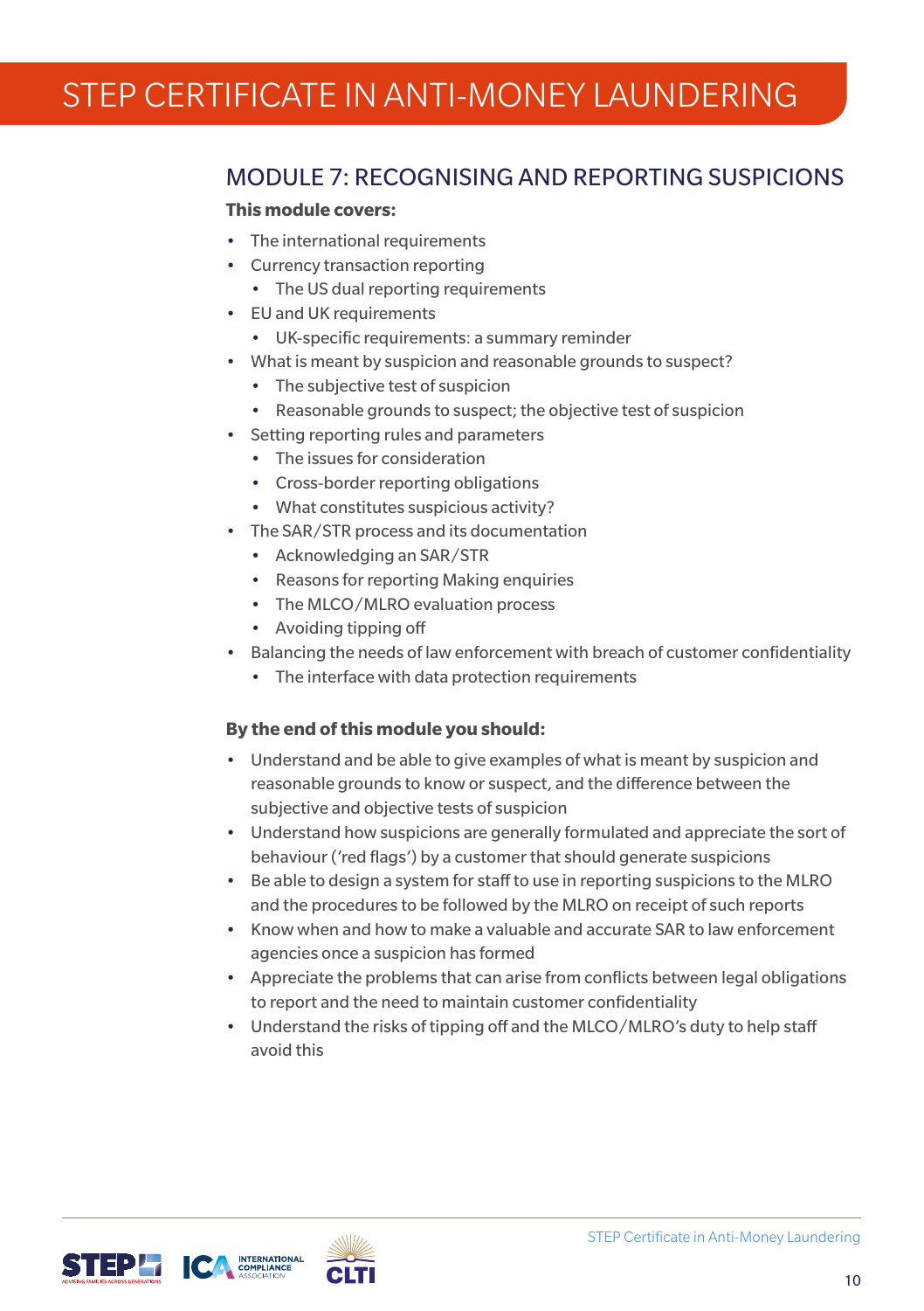# STEP CERTIFICATE IN ANTI-MONEY LAUNDERING

## MODULE 7: RECOGNISING AND REPORTING SUSPICIONS

**This module covers:**

- The international requirements
- Currency transaction reporting
  - The US dual reporting requirements
- EU and UK requirements
  - UK-specific requirements: a summary reminder
- What is meant by suspicion and reasonable grounds to suspect?
  - The subjective test of suspicion
  - Reasonable grounds to suspect; the objective test of suspicion
- Setting reporting rules and parameters
  - The issues for consideration
  - Cross-border reporting obligations
  - What constitutes suspicious activity?
- The SAR/STR process and its documentation
  - Acknowledging an SAR/STR
  - Reasons for reporting Making enquiries
  - The MLCO/MLRO evaluation process
  - Avoiding tipping off
- Balancing the needs of law enforcement with breach of customer confidentiality
  - The interface with data protection requirements

**By the end of this module you should:**

- Understand and be able to give examples of what is meant by suspicion and reasonable grounds to know or suspect, and the difference between the subjective and objective tests of suspicion
- Understand how suspicions are generally formulated and appreciate the sort of behaviour ('red flags') by a customer that should generate suspicions
- Be able to design a system for staff to use in reporting suspicions to the MLRO and the procedures to be followed by the MLRO on receipt of such reports
- Know when and how to make a valuable and accurate SAR to law enforcement agencies once a suspicion has formed
- Appreciate the problems that can arise from conflicts between legal obligations to report and the need to maintain customer confidentiality
- Understand the risks of tipping off and the MLCO/MLRO's duty to help staff avoid this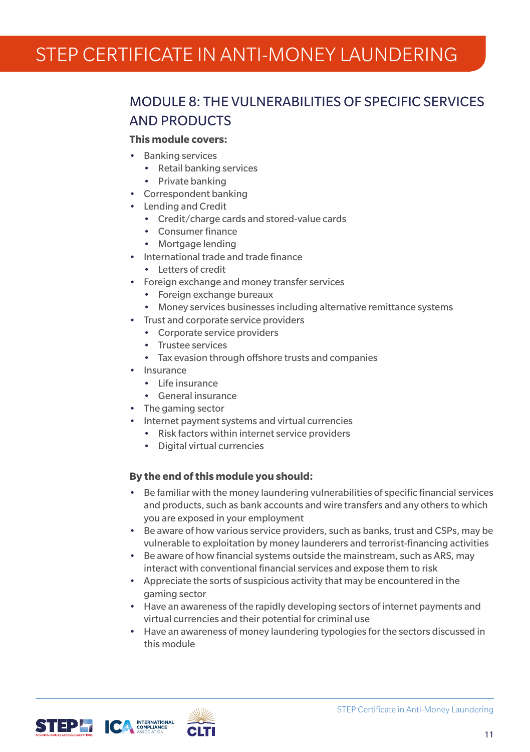# STEP CERTIFICATE IN ANTI-MONEY LAUNDERING

## MODULE 8: THE VULNERABILITIES OF SPECIFIC SERVICES AND PRODUCTS

**This module covers:**

- Banking services
  - Retail banking services
  - Private banking
- Correspondent banking
- Lending and Credit
  - Credit/charge cards and stored-value cards
  - Consumer finance
  - Mortgage lending
- International trade and trade finance
  - Letters of credit
- Foreign exchange and money transfer services
  - Foreign exchange bureaux
  - Money services businesses including alternative remittance systems
- Trust and corporate service providers
  - Corporate service providers
  - Trustee services
  - Tax evasion through offshore trusts and companies
- Insurance
  - Life insurance
  - General insurance
- The gaming sector
- Internet payment systems and virtual currencies
  - Risk factors within internet service providers
  - Digital virtual currencies

**By the end of this module you should:**

- Be familiar with the money laundering vulnerabilities of specific financial services and products, such as bank accounts and wire transfers and any others to which you are exposed in your employment
- Be aware of how various service providers, such as banks, trust and CSPs, may be vulnerable to exploitation by money launderers and terrorist-financing activities
- Be aware of how financial systems outside the mainstream, such as ARS, may interact with conventional financial services and expose them to risk
- Appreciate the sorts of suspicious activity that may be encountered in the gaming sector
- Have an awareness of the rapidly developing sectors of internet payments and virtual currencies and their potential for criminal use
- Have an awareness of money laundering typologies for the sectors discussed in this module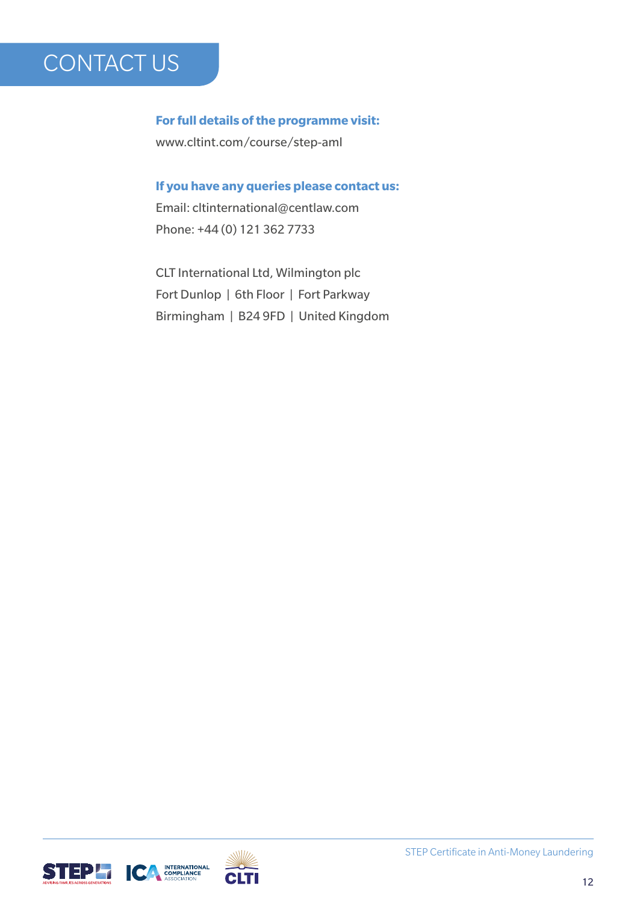# CONTACT US

**For full details of the programme visit:**

www.cltint.com/course/step-aml

**If you have any queries please contact us:**

Email: cltinternational@centlaw.com

Phone: +44 (0) 121 362 7733

CLT International Ltd, Wilmington plc

Fort Dunlop | 6th Floor | Fort Parkway

Birmingham | B24 9FD | United Kingdom